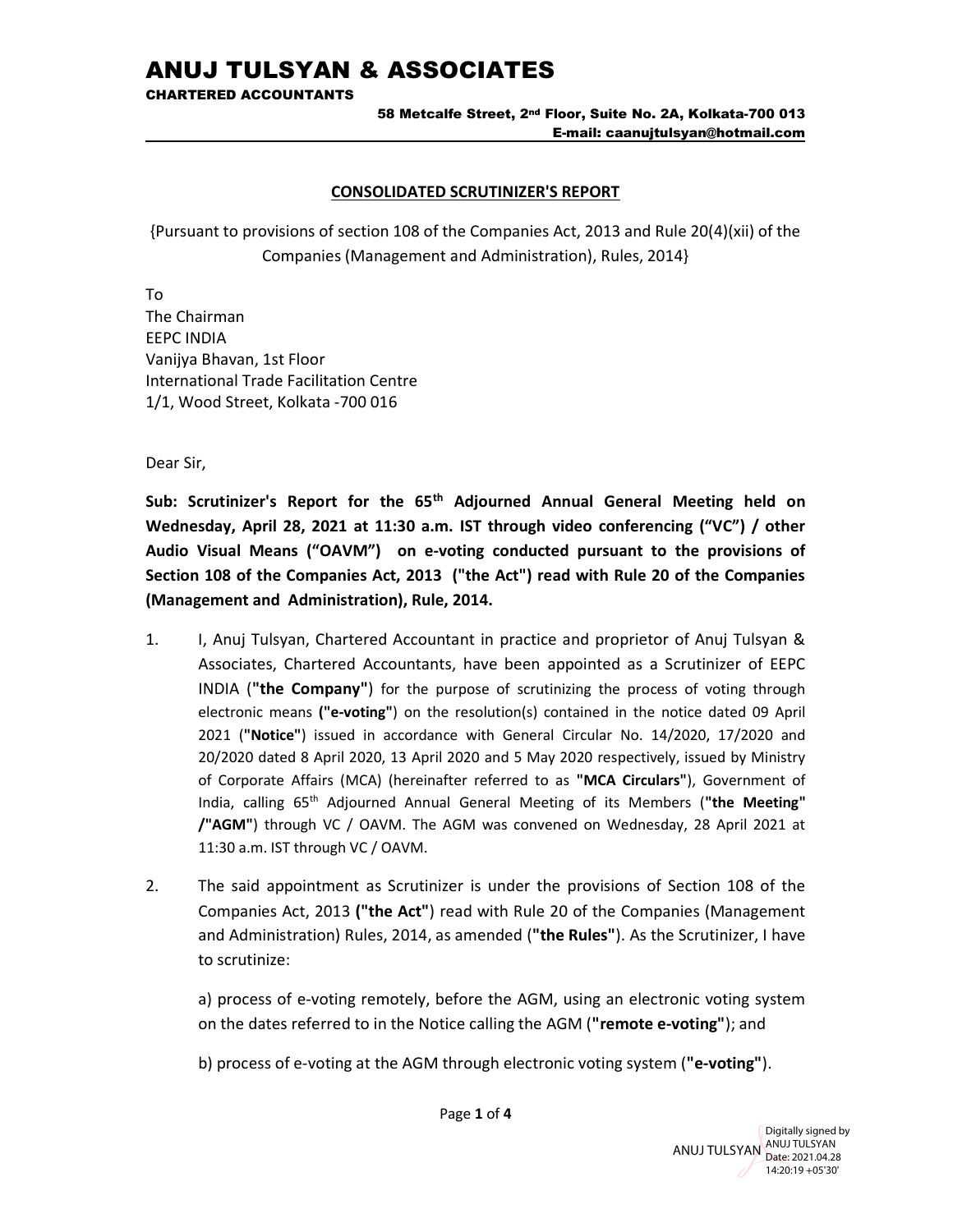# ANUJ TULSYAN & ASSOCIATES

**CHARTERED ACCOUNTANTS**

**58 Metcalfe Street, 2nd Floor, Suite No. 2A, Kolkata-700 013**
**E-mail: caanujtulsyan@hotmail.com**

## CONSOLIDATED SCRUTINIZER'S REPORT

{Pursuant to provisions of section 108 of the Companies Act, 2013 and Rule 20(4)(xii) of the Companies (Management and Administration), Rules, 2014}

To
The Chairman
EEPC INDIA
Vanijya Bhavan, 1st Floor
International Trade Facilitation Centre
1/1, Wood Street, Kolkata -700 016

Dear Sir,

**Sub: Scrutinizer's Report for the 65th Adjourned Annual General Meeting held on Wednesday, April 28, 2021 at 11:30 a.m. IST through video conferencing ("VC") / other Audio Visual Means ("OAVM") on e-voting conducted pursuant to the provisions of Section 108 of the Companies Act, 2013 ("the Act") read with Rule 20 of the Companies (Management and Administration), Rule, 2014.**

1. I, Anuj Tulsyan, Chartered Accountant in practice and proprietor of Anuj Tulsyan & Associates, Chartered Accountants, have been appointed as a Scrutinizer of EEPC INDIA (**"the Company"**) for the purpose of scrutinizing the process of voting through electronic means **("e-voting"**) on the resolution(s) contained in the notice dated 09 April 2021 (**"Notice"**) issued in accordance with General Circular No. 14/2020, 17/2020 and 20/2020 dated 8 April 2020, 13 April 2020 and 5 May 2020 respectively, issued by Ministry of Corporate Affairs (MCA) (hereinafter referred to as **"MCA Circulars"**), Government of India, calling 65th Adjourned Annual General Meeting of its Members (**"the Meeting" /"AGM"**) through VC / OAVM. The AGM was convened on Wednesday, 28 April 2021 at 11:30 a.m. IST through VC / OAVM.

2. The said appointment as Scrutinizer is under the provisions of Section 108 of the Companies Act, 2013 **("the Act"**) read with Rule 20 of the Companies (Management and Administration) Rules, 2014, as amended (**"the Rules"**). As the Scrutinizer, I have to scrutinize:

   a) process of e-voting remotely, before the AGM, using an electronic voting system on the dates referred to in the Notice calling the AGM (**"remote e-voting"**); and

   b) process of e-voting at the AGM through electronic voting system (**"e-voting"**).

ANUJ TULSYAN Digitally signed by ANUJ TULSYAN Date: 2021.04.28 14:20:19 +05'30'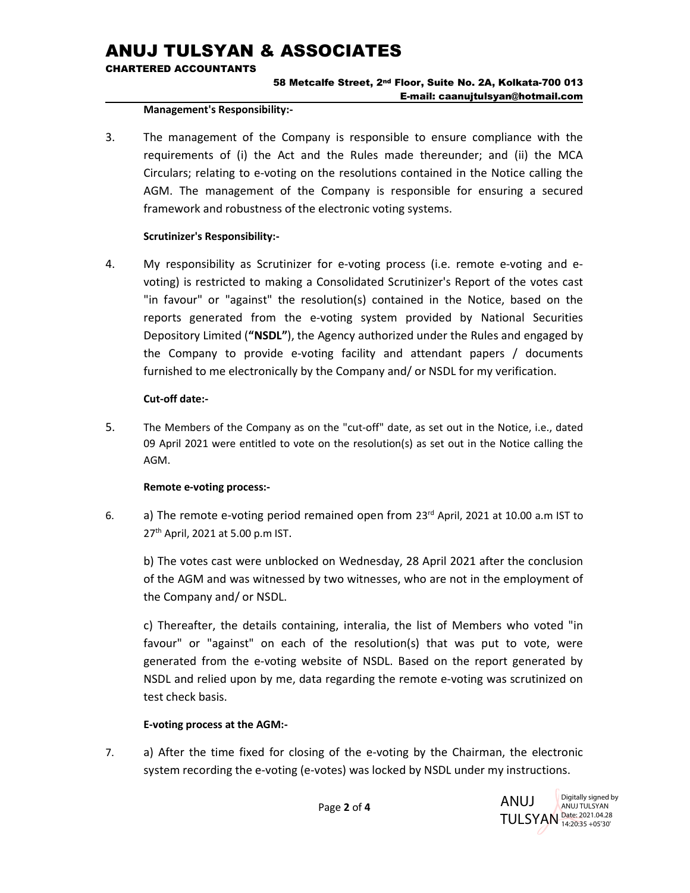**Management's Responsibility:-**

3. The management of the Company is responsible to ensure compliance with the requirements of (i) the Act and the Rules made thereunder; and (ii) the MCA Circulars; relating to e-voting on the resolutions contained in the Notice calling the AGM. The management of the Company is responsible for ensuring a secured framework and robustness of the electronic voting systems.

**Scrutinizer's Responsibility:-**

4. My responsibility as Scrutinizer for e-voting process (i.e. remote e-voting and e-voting) is restricted to making a Consolidated Scrutinizer's Report of the votes cast "in favour" or "against" the resolution(s) contained in the Notice, based on the reports generated from the e-voting system provided by National Securities Depository Limited (**"NSDL"**), the Agency authorized under the Rules and engaged by the Company to provide e-voting facility and attendant papers / documents furnished to me electronically by the Company and/ or NSDL for my verification.

**Cut-off date:-**

5. The Members of the Company as on the "cut-off" date, as set out in the Notice, i.e., dated 09 April 2021 were entitled to vote on the resolution(s) as set out in the Notice calling the AGM.

**Remote e-voting process:-**

6. a) The remote e-voting period remained open from 23rd April, 2021 at 10.00 a.m IST to 27th April, 2021 at 5.00 p.m IST.

   b) The votes cast were unblocked on Wednesday, 28 April 2021 after the conclusion of the AGM and was witnessed by two witnesses, who are not in the employment of the Company and/ or NSDL.

   c) Thereafter, the details containing, interalia, the list of Members who voted "in favour" or "against" on each of the resolution(s) that was put to vote, were generated from the e-voting website of NSDL. Based on the report generated by NSDL and relied upon by me, data regarding the remote e-voting was scrutinized on test check basis.

**E-voting process at the AGM:-**

7. a) After the time fixed for closing of the e-voting by the Chairman, the electronic system recording the e-voting (e-votes) was locked by NSDL under my instructions.

ANUJ TULSYAN Digitally signed by ANUJ TULSYAN Date: 2021.04.28 14:20:35 +05'30'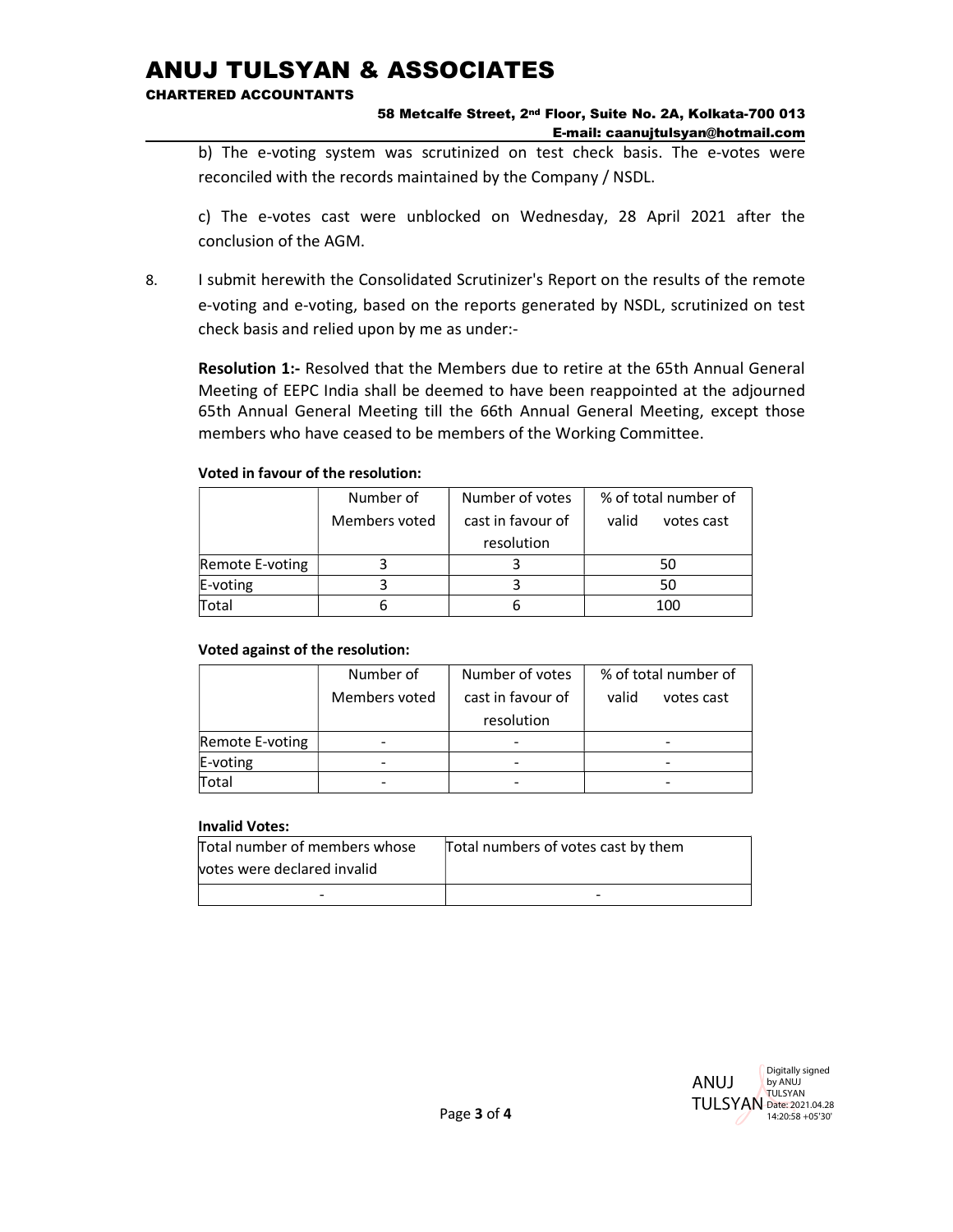b) The e-voting system was scrutinized on test check basis. The e-votes were reconciled with the records maintained by the Company / NSDL.

c) The e-votes cast were unblocked on Wednesday, 28 April 2021 after the conclusion of the AGM.

8. I submit herewith the Consolidated Scrutinizer's Report on the results of the remote e-voting and e-voting, based on the reports generated by NSDL, scrutinized on test check basis and relied upon by me as under:-

**Resolution 1:-** Resolved that the Members due to retire at the 65th Annual General Meeting of EEPC India shall be deemed to have been reappointed at the adjourned 65th Annual General Meeting till the 66th Annual General Meeting, except those members who have ceased to be members of the Working Committee.

**Voted in favour of the resolution:**

| | Number of Members voted | Number of votes cast in favour of resolution | % of total number of valid votes cast |
|---|---|---|---|
| Remote E-voting | 3 | 3 | 50 |
| E-voting | 3 | 3 | 50 |
| Total | 6 | 6 | 100 |

**Voted against of the resolution:**

| | Number of Members voted | Number of votes cast in favour of resolution | % of total number of valid votes cast |
|---|---|---|---|
| Remote E-voting | - | - | - |
| E-voting | - | - | - |
| Total | - | - | - |

**Invalid Votes:**

| Total number of members whose votes were declared invalid | Total numbers of votes cast by them |
|---|---|
| - | - |

ANUJ TULSYAN Digitally signed by ANUJ TULSYAN Date: 2021.04.28 14:20:58 +05'30'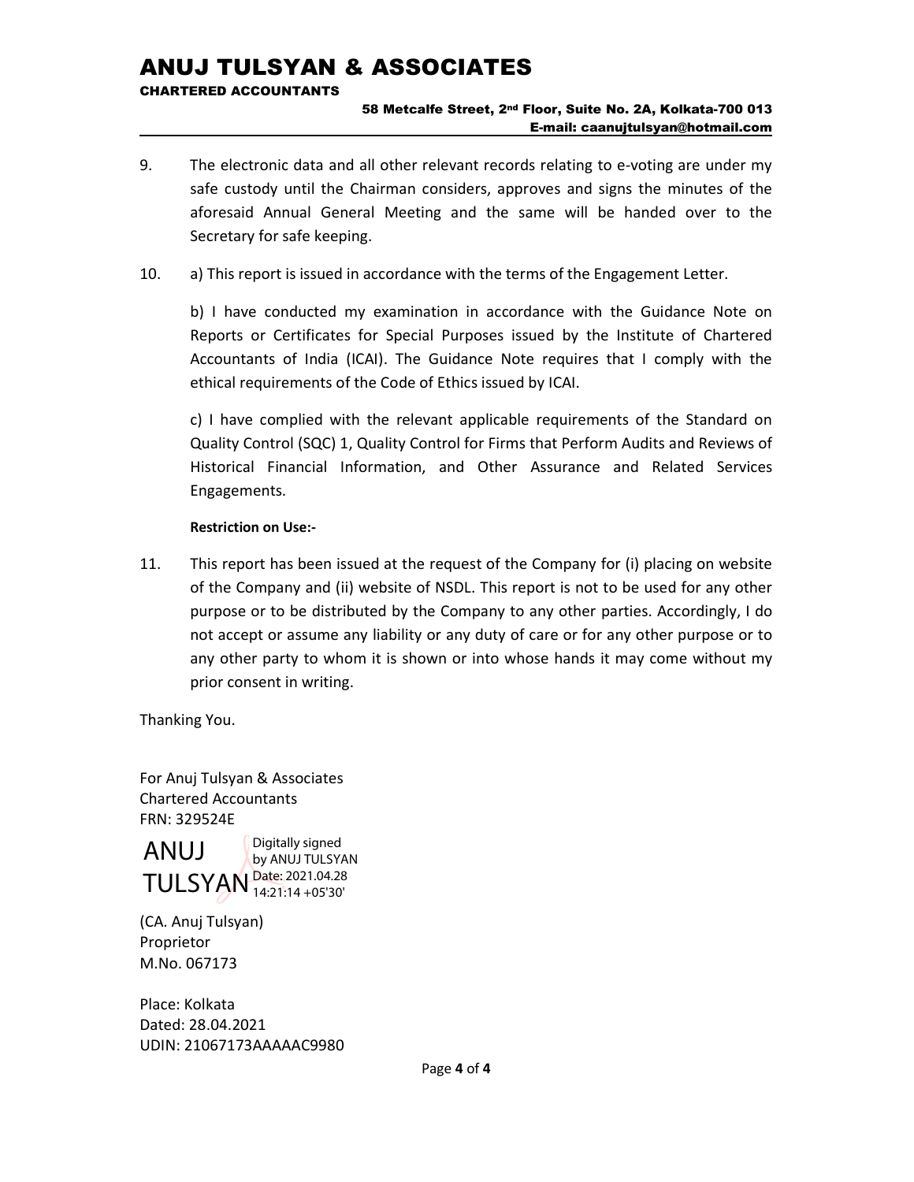9. The electronic data and all other relevant records relating to e-voting are under my safe custody until the Chairman considers, approves and signs the minutes of the aforesaid Annual General Meeting and the same will be handed over to the Secretary for safe keeping.

10. a) This report is issued in accordance with the terms of the Engagement Letter.

    b) I have conducted my examination in accordance with the Guidance Note on Reports or Certificates for Special Purposes issued by the Institute of Chartered Accountants of India (ICAI). The Guidance Note requires that I comply with the ethical requirements of the Code of Ethics issued by ICAI.

    c) I have complied with the relevant applicable requirements of the Standard on Quality Control (SQC) 1, Quality Control for Firms that Perform Audits and Reviews of Historical Financial Information, and Other Assurance and Related Services Engagements.

    **Restriction on Use:-**

11. This report has been issued at the request of the Company for (i) placing on website of the Company and (ii) website of NSDL. This report is not to be used for any other purpose or to be distributed by the Company to any other parties. Accordingly, I do not accept or assume any liability or any duty of care or for any other purpose or to any other party to whom it is shown or into whose hands it may come without my prior consent in writing.

Thanking You.

For Anuj Tulsyan & Associates
Chartered Accountants
FRN: 329524E

ANUJ TULSYAN
Digitally signed by ANUJ TULSYAN
Date: 2021.04.28 14:21:14 +05'30'

(CA. Anuj Tulsyan)
Proprietor
M.No. 067173

Place: Kolkata
Dated: 28.04.2021
UDIN: 21067173AAAAAC9980